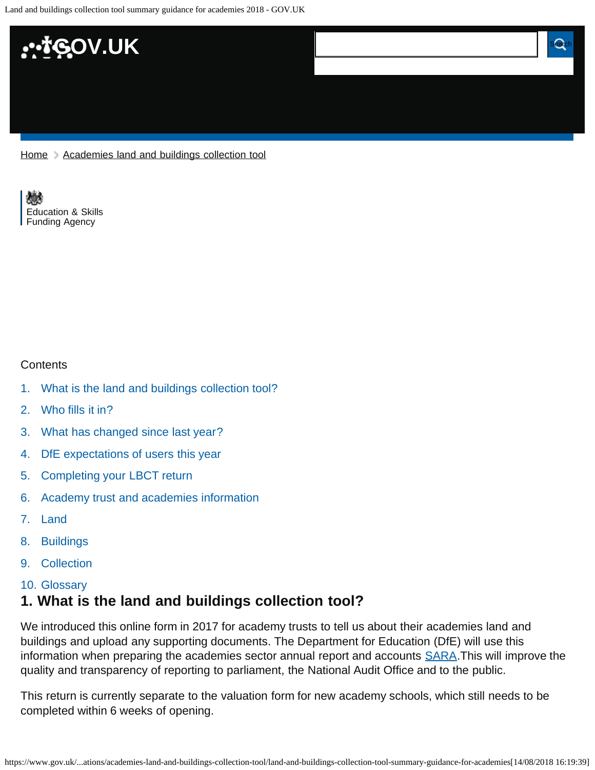Home > Academies land and buildings collection tool

Education & Skills Funding Agency

Contents

1. What is the land and buildings collection tool?
2. Who fills it in?
3. What has changed since last year?
4. DfE expectations of users this year
5. Completing your LBCT return
6. Academy trust and academies information
7. Land
8. Buildings
9. Collection
10. Glossary

## 1. What is the land and buildings collection tool?

We introduced this online form in 2017 for academy trusts to tell us about their academies land and buildings and upload any supporting documents. The Department for Education (DfE) will use this information when preparing the academies sector annual report and accounts SARA.This will improve the quality and transparency of reporting to parliament, the National Audit Office and to the public.

This return is currently separate to the valuation form for new academy schools, which still needs to be completed within 6 weeks of opening.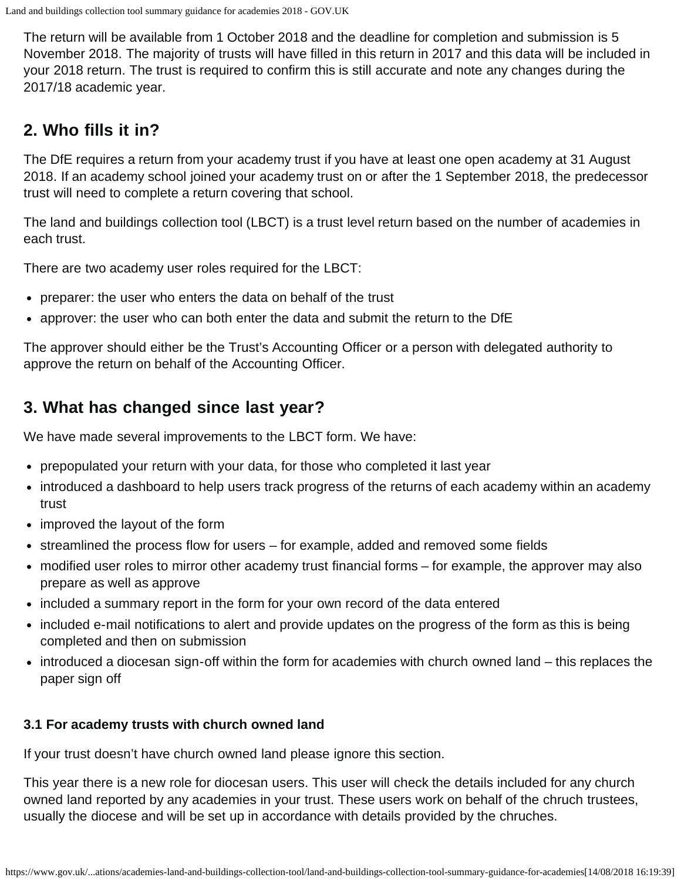The return will be available from 1 October 2018 and the deadline for completion and submission is 5 November 2018. The majority of trusts will have filled in this return in 2017 and this data will be included in your 2018 return. The trust is required to confirm this is still accurate and note any changes during the 2017/18 academic year.

## 2. Who fills it in?

The DfE requires a return from your academy trust if you have at least one open academy at 31 August 2018. If an academy school joined your academy trust on or after the 1 September 2018, the predecessor trust will need to complete a return covering that school.

The land and buildings collection tool (LBCT) is a trust level return based on the number of academies in each trust.

There are two academy user roles required for the LBCT:

- preparer: the user who enters the data on behalf of the trust
- approver: the user who can both enter the data and submit the return to the DfE

The approver should either be the Trust's Accounting Officer or a person with delegated authority to approve the return on behalf of the Accounting Officer.

## 3. What has changed since last year?

We have made several improvements to the LBCT form. We have:

- prepopulated your return with your data, for those who completed it last year
- introduced a dashboard to help users track progress of the returns of each academy within an academy trust
- improved the layout of the form
- streamlined the process flow for users – for example, added and removed some fields
- modified user roles to mirror other academy trust financial forms – for example, the approver may also prepare as well as approve
- included a summary report in the form for your own record of the data entered
- included e-mail notifications to alert and provide updates on the progress of the form as this is being completed and then on submission
- introduced a diocesan sign-off within the form for academies with church owned land – this replaces the paper sign off

### 3.1 For academy trusts with church owned land

If your trust doesn't have church owned land please ignore this section.

This year there is a new role for diocesan users. This user will check the details included for any church owned land reported by any academies in your trust. These users work on behalf of the chruch trustees, usually the diocese and will be set up in accordance with details provided by the chruches.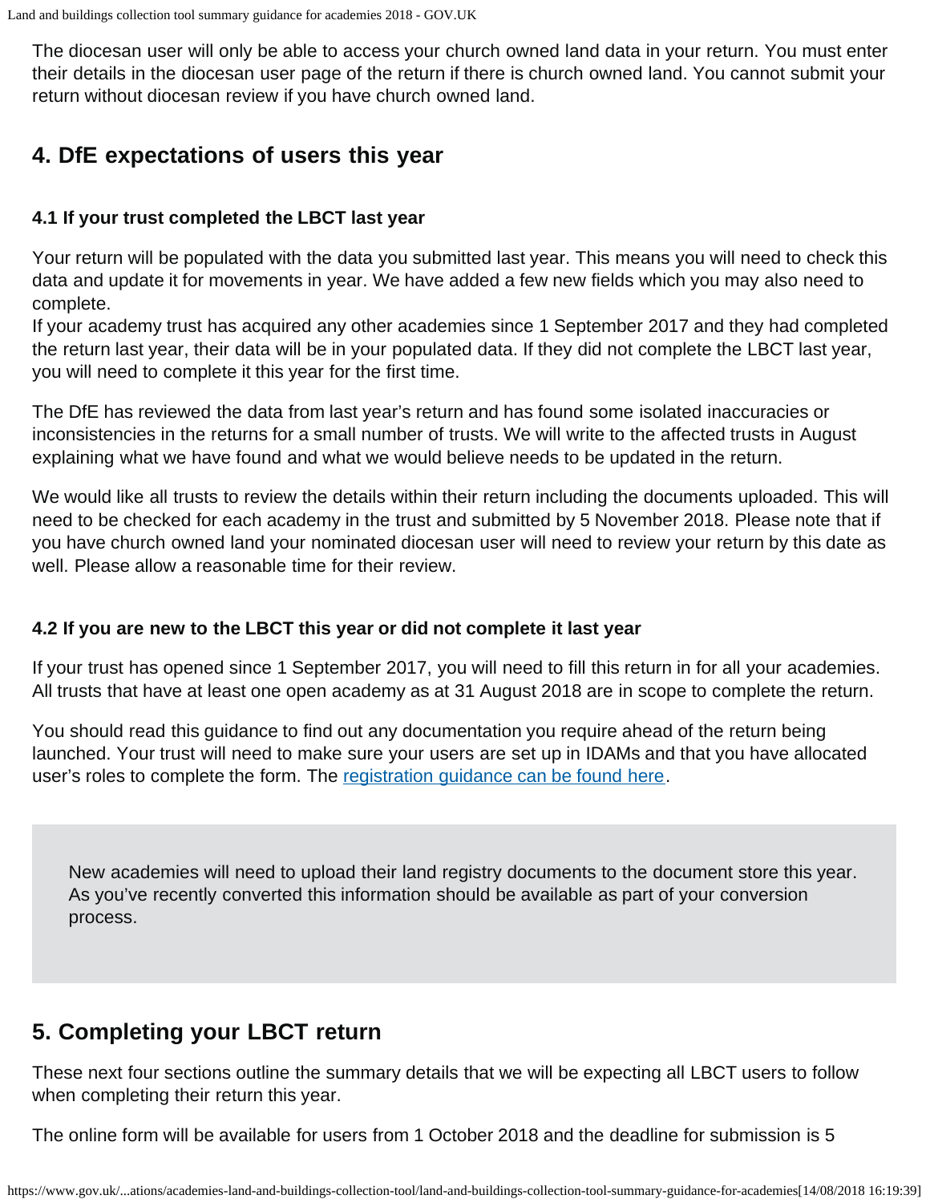The diocesan user will only be able to access your church owned land data in your return. You must enter their details in the diocesan user page of the return if there is church owned land. You cannot submit your return without diocesan review if you have church owned land.

## 4. DfE expectations of users this year

### 4.1 If your trust completed the LBCT last year

Your return will be populated with the data you submitted last year. This means you will need to check this data and update it for movements in year. We have added a few new fields which you may also need to complete.
If your academy trust has acquired any other academies since 1 September 2017 and they had completed the return last year, their data will be in your populated data. If they did not complete the LBCT last year, you will need to complete it this year for the first time.

The DfE has reviewed the data from last year's return and has found some isolated inaccuracies or inconsistencies in the returns for a small number of trusts. We will write to the affected trusts in August explaining what we have found and what we would believe needs to be updated in the return.

We would like all trusts to review the details within their return including the documents uploaded. This will need to be checked for each academy in the trust and submitted by 5 November 2018. Please note that if you have church owned land your nominated diocesan user will need to review your return by this date as well. Please allow a reasonable time for their review.

### 4.2 If you are new to the LBCT this year or did not complete it last year

If your trust has opened since 1 September 2017, you will need to fill this return in for all your academies. All trusts that have at least one open academy as at 31 August 2018 are in scope to complete the return.

You should read this guidance to find out any documentation you require ahead of the return being launched. Your trust will need to make sure your users are set up in IDAMs and that you have allocated user's roles to complete the form. The [registration guidance can be found here](#).

> New academies will need to upload their land registry documents to the document store this year. As you've recently converted this information should be available as part of your conversion process.

## 5. Completing your LBCT return

These next four sections outline the summary details that we will be expecting all LBCT users to follow when completing their return this year.

The online form will be available for users from 1 October 2018 and the deadline for submission is 5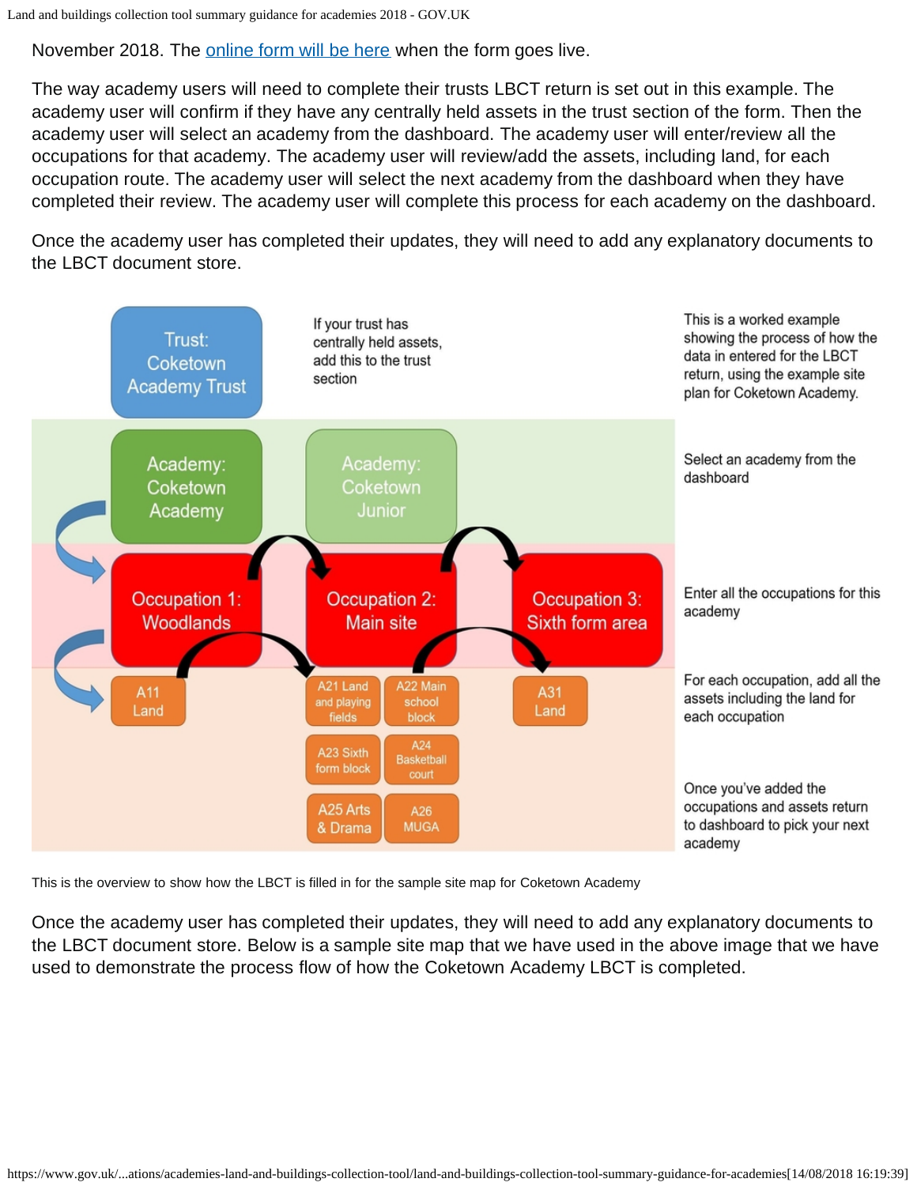November 2018. The [online form will be here] when the form goes live.

The way academy users will need to complete their trusts LBCT return is set out in this example. The academy user will confirm if they have any centrally held assets in the trust section of the form. Then the academy user will select an academy from the dashboard. The academy user will enter/review all the occupations for that academy. The academy user will review/add the assets, including land, for each occupation route. The academy user will select the next academy from the dashboard when they have completed their review. The academy user will complete this process for each academy on the dashboard.

Once the academy user has completed their updates, they will need to add any explanatory documents to the LBCT document store.

Trust: Coketown Academy Trust

If your trust has centrally held assets, add this to the trust section

This is a worked example showing the process of how the data in entered for the LBCT return, using the example site plan for Coketown Academy.

Academy: Coketown Academy

Academy: Coketown Junior

Select an academy from the dashboard

Occupation 1: Woodlands

Occupation 2: Main site

Occupation 3: Sixth form area

Enter all the occupations for this academy

A11 Land

A21 Land and playing fields

A22 Main school block

A23 Sixth form block

A24 Basketball court

A25 Arts & Drama

A26 MUGA

A31 Land

For each occupation, add all the assets including the land for each occupation

Once you've added the occupations and assets return to dashboard to pick your next academy

This is the overview to show how the LBCT is filled in for the sample site map for Coketown Academy

Once the academy user has completed their updates, they will need to add any explanatory documents to the LBCT document store. Below is a sample site map that we have used in the above image that we have used to demonstrate the process flow of how the Coketown Academy LBCT is completed.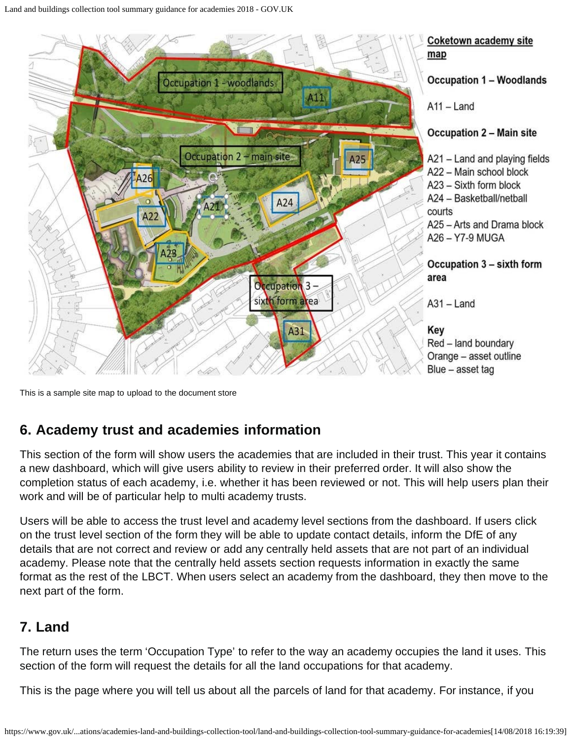Coketown academy site map

Occupation 1 – Woodlands

A11 – Land

Occupation 2 – Main site

A21 – Land and playing fields
A22 – Main school block
A23 – Sixth form block
A24 – Basketball/netball courts
A25 – Arts and Drama block
A26 – Y7-9 MUGA

Occupation 3 – sixth form area

A31 – Land

Key
Red – land boundary
Orange – asset outline
Blue – asset tag

This is a sample site map to upload to the document store

## 6. Academy trust and academies information

This section of the form will show users the academies that are included in their trust. This year it contains a new dashboard, which will give users ability to review in their preferred order. It will also show the completion status of each academy, i.e. whether it has been reviewed or not. This will help users plan their work and will be of particular help to multi academy trusts.

Users will be able to access the trust level and academy level sections from the dashboard. If users click on the trust level section of the form they will be able to update contact details, inform the DfE of any details that are not correct and review or add any centrally held assets that are not part of an individual academy. Please note that the centrally held assets section requests information in exactly the same format as the rest of the LBCT. When users select an academy from the dashboard, they then move to the next part of the form.

## 7. Land

The return uses the term 'Occupation Type' to refer to the way an academy occupies the land it uses. This section of the form will request the details for all the land occupations for that academy.

This is the page where you will tell us about all the parcels of land for that academy. For instance, if you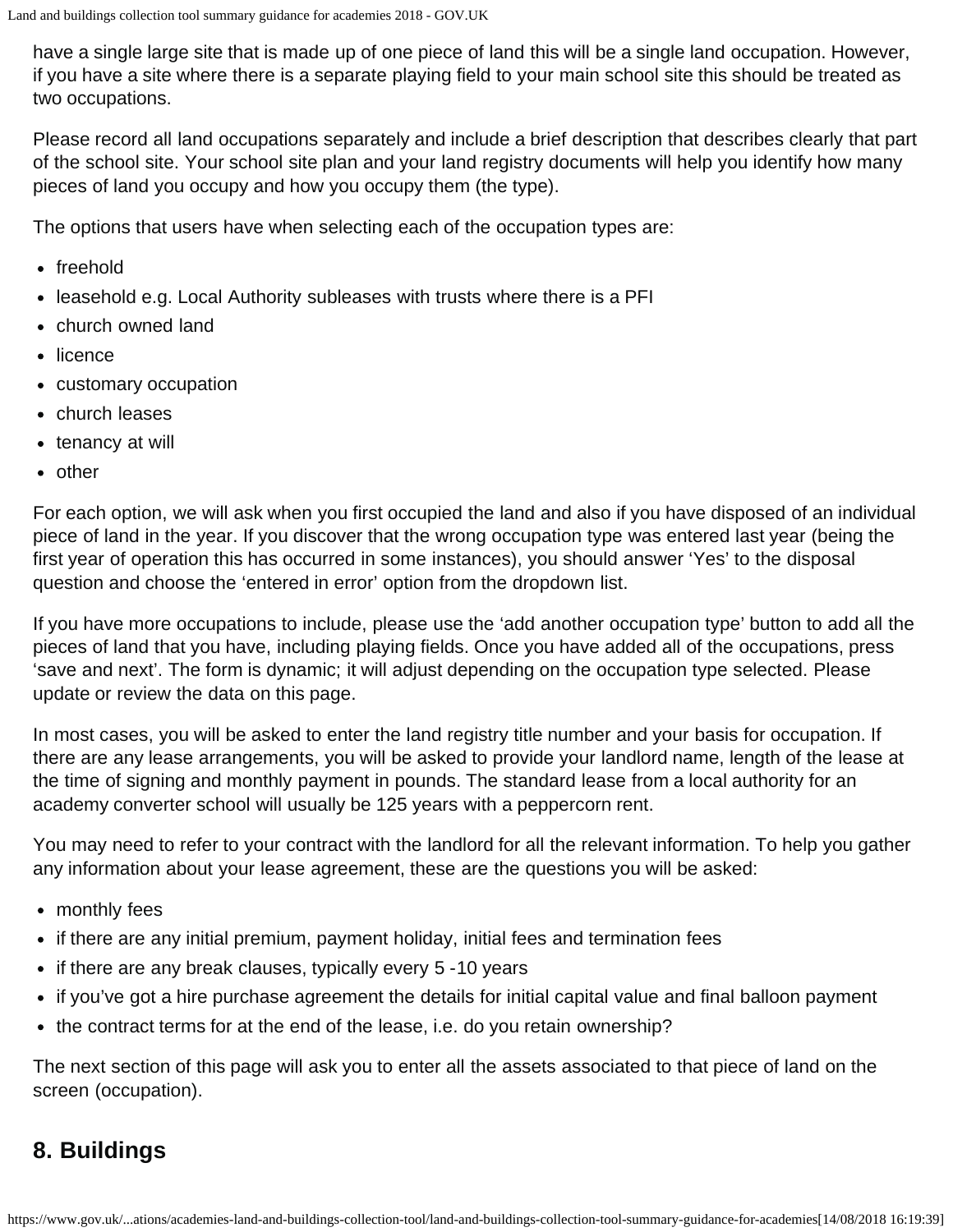have a single large site that is made up of one piece of land this will be a single land occupation. However, if you have a site where there is a separate playing field to your main school site this should be treated as two occupations.

Please record all land occupations separately and include a brief description that describes clearly that part of the school site. Your school site plan and your land registry documents will help you identify how many pieces of land you occupy and how you occupy them (the type).

The options that users have when selecting each of the occupation types are:

- freehold
- leasehold e.g. Local Authority subleases with trusts where there is a PFI
- church owned land
- licence
- customary occupation
- church leases
- tenancy at will
- other

For each option, we will ask when you first occupied the land and also if you have disposed of an individual piece of land in the year. If you discover that the wrong occupation type was entered last year (being the first year of operation this has occurred in some instances), you should answer 'Yes' to the disposal question and choose the 'entered in error' option from the dropdown list.

If you have more occupations to include, please use the 'add another occupation type' button to add all the pieces of land that you have, including playing fields. Once you have added all of the occupations, press 'save and next'. The form is dynamic; it will adjust depending on the occupation type selected. Please update or review the data on this page.

In most cases, you will be asked to enter the land registry title number and your basis for occupation. If there are any lease arrangements, you will be asked to provide your landlord name, length of the lease at the time of signing and monthly payment in pounds. The standard lease from a local authority for an academy converter school will usually be 125 years with a peppercorn rent.

You may need to refer to your contract with the landlord for all the relevant information. To help you gather any information about your lease agreement, these are the questions you will be asked:

- monthly fees
- if there are any initial premium, payment holiday, initial fees and termination fees
- if there are any break clauses, typically every 5 -10 years
- if you've got a hire purchase agreement the details for initial capital value and final balloon payment
- the contract terms for at the end of the lease, i.e. do you retain ownership?

The next section of this page will ask you to enter all the assets associated to that piece of land on the screen (occupation).

## 8. Buildings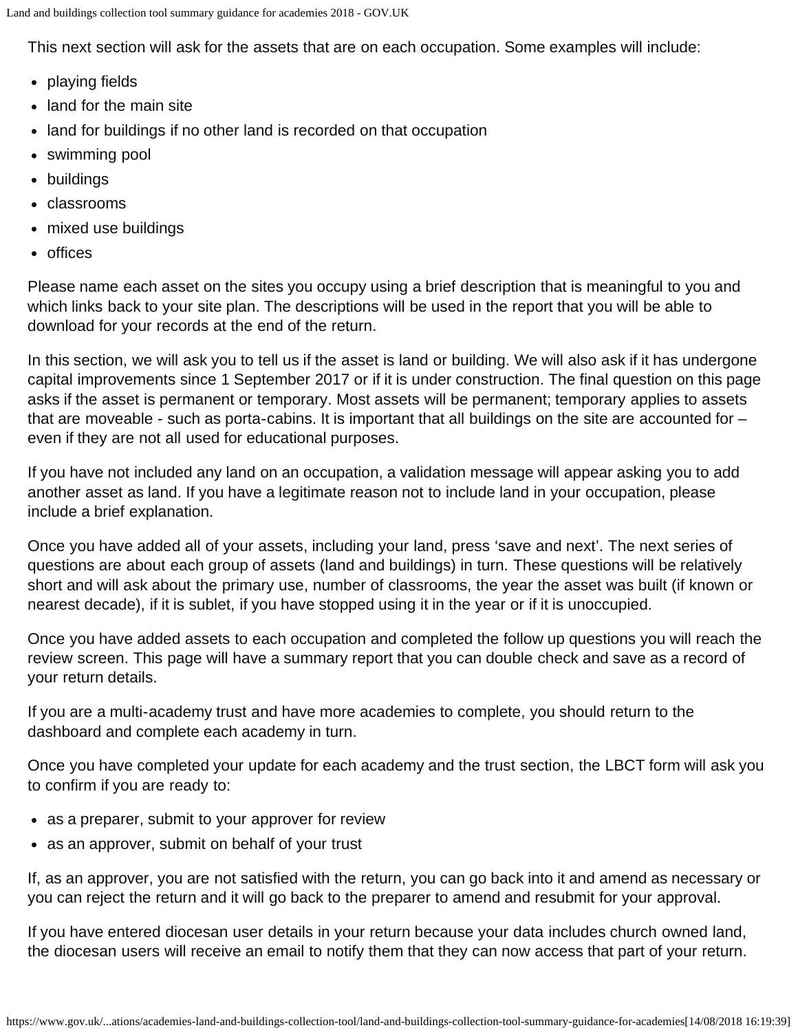This next section will ask for the assets that are on each occupation. Some examples will include:

- playing fields
- land for the main site
- land for buildings if no other land is recorded on that occupation
- swimming pool
- buildings
- classrooms
- mixed use buildings
- offices

Please name each asset on the sites you occupy using a brief description that is meaningful to you and which links back to your site plan. The descriptions will be used in the report that you will be able to download for your records at the end of the return.

In this section, we will ask you to tell us if the asset is land or building. We will also ask if it has undergone capital improvements since 1 September 2017 or if it is under construction. The final question on this page asks if the asset is permanent or temporary. Most assets will be permanent; temporary applies to assets that are moveable - such as porta-cabins. It is important that all buildings on the site are accounted for – even if they are not all used for educational purposes.

If you have not included any land on an occupation, a validation message will appear asking you to add another asset as land. If you have a legitimate reason not to include land in your occupation, please include a brief explanation.

Once you have added all of your assets, including your land, press 'save and next'. The next series of questions are about each group of assets (land and buildings) in turn. These questions will be relatively short and will ask about the primary use, number of classrooms, the year the asset was built (if known or nearest decade), if it is sublet, if you have stopped using it in the year or if it is unoccupied.

Once you have added assets to each occupation and completed the follow up questions you will reach the review screen. This page will have a summary report that you can double check and save as a record of your return details.

If you are a multi-academy trust and have more academies to complete, you should return to the dashboard and complete each academy in turn.

Once you have completed your update for each academy and the trust section, the LBCT form will ask you to confirm if you are ready to:

- as a preparer, submit to your approver for review
- as an approver, submit on behalf of your trust

If, as an approver, you are not satisfied with the return, you can go back into it and amend as necessary or you can reject the return and it will go back to the preparer to amend and resubmit for your approval.

If you have entered diocesan user details in your return because your data includes church owned land, the diocesan users will receive an email to notify them that they can now access that part of your return.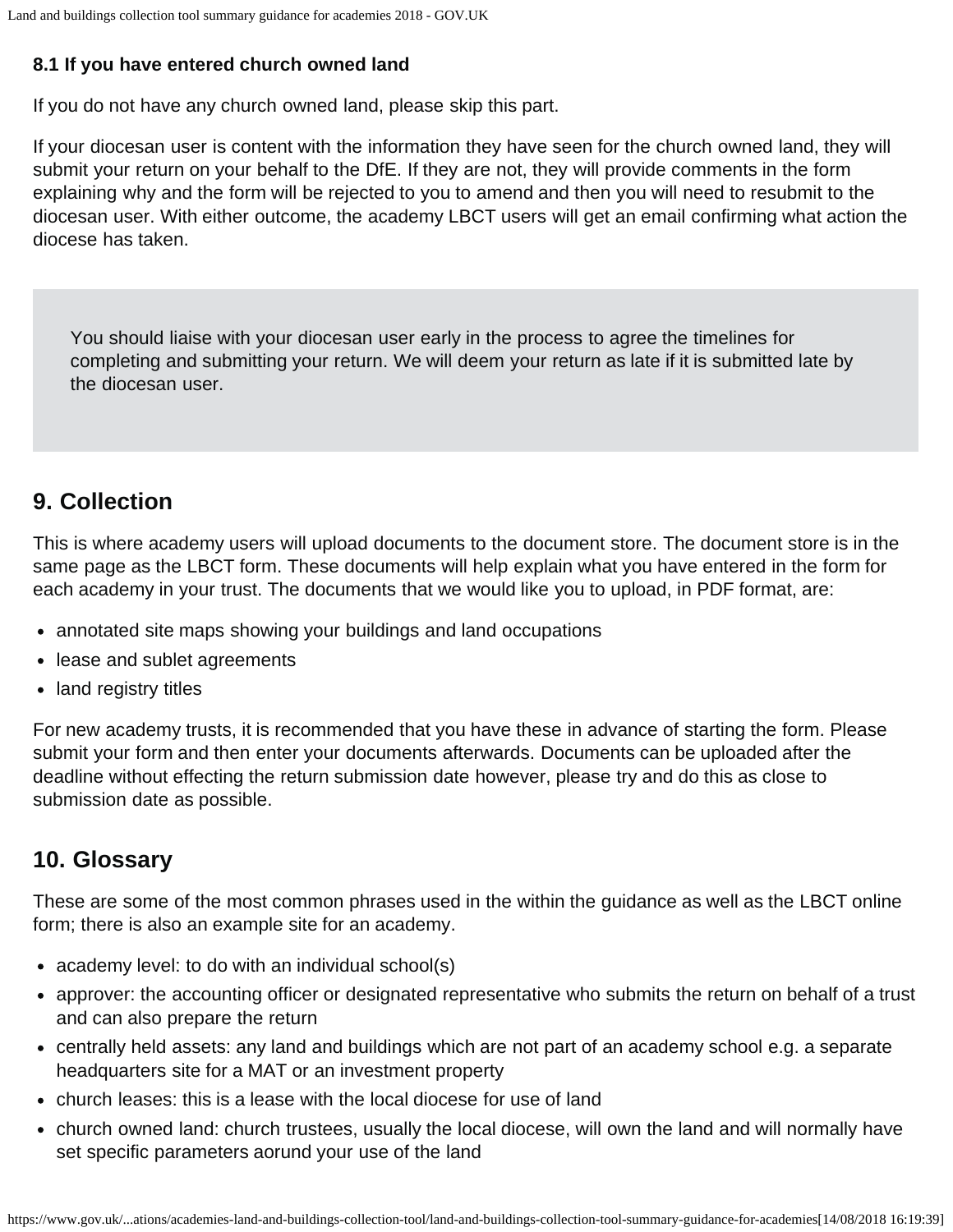### 8.1 If you have entered church owned land

If you do not have any church owned land, please skip this part.

If your diocesan user is content with the information they have seen for the church owned land, they will submit your return on your behalf to the DfE. If they are not, they will provide comments in the form explaining why and the form will be rejected to you to amend and then you will need to resubmit to the diocesan user. With either outcome, the academy LBCT users will get an email confirming what action the diocese has taken.

> You should liaise with your diocesan user early in the process to agree the timelines for completing and submitting your return. We will deem your return as late if it is submitted late by the diocesan user.

## 9. Collection

This is where academy users will upload documents to the document store. The document store is in the same page as the LBCT form. These documents will help explain what you have entered in the form for each academy in your trust. The documents that we would like you to upload, in PDF format, are:

- annotated site maps showing your buildings and land occupations
- lease and sublet agreements
- land registry titles

For new academy trusts, it is recommended that you have these in advance of starting the form. Please submit your form and then enter your documents afterwards. Documents can be uploaded after the deadline without effecting the return submission date however, please try and do this as close to submission date as possible.

## 10. Glossary

These are some of the most common phrases used in the within the guidance as well as the LBCT online form; there is also an example site for an academy.

- academy level: to do with an individual school(s)
- approver: the accounting officer or designated representative who submits the return on behalf of a trust and can also prepare the return
- centrally held assets: any land and buildings which are not part of an academy school e.g. a separate headquarters site for a MAT or an investment property
- church leases: this is a lease with the local diocese for use of land
- church owned land: church trustees, usually the local diocese, will own the land and will normally have set specific parameters aorund your use of the land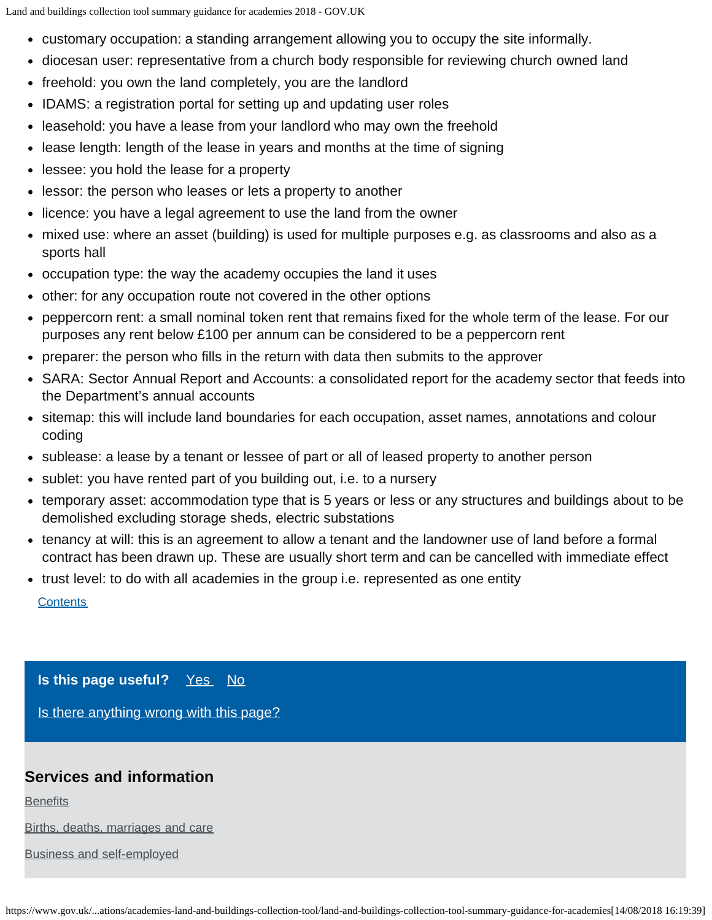- customary occupation: a standing arrangement allowing you to occupy the site informally.
- diocesan user: representative from a church body responsible for reviewing church owned land
- freehold: you own the land completely, you are the landlord
- IDAMS: a registration portal for setting up and updating user roles
- leasehold: you have a lease from your landlord who may own the freehold
- lease length: length of the lease in years and months at the time of signing
- lessee: you hold the lease for a property
- lessor: the person who leases or lets a property to another
- licence: you have a legal agreement to use the land from the owner
- mixed use: where an asset (building) is used for multiple purposes e.g. as classrooms and also as a sports hall
- occupation type: the way the academy occupies the land it uses
- other: for any occupation route not covered in the other options
- peppercorn rent: a small nominal token rent that remains fixed for the whole term of the lease. For our purposes any rent below £100 per annum can be considered to be a peppercorn rent
- preparer: the person who fills in the return with data then submits to the approver
- SARA: Sector Annual Report and Accounts: a consolidated report for the academy sector that feeds into the Department's annual accounts
- sitemap: this will include land boundaries for each occupation, asset names, annotations and colour coding
- sublease: a lease by a tenant or lessee of part or all of leased property to another person
- sublet: you have rented part of you building out, i.e. to a nursery
- temporary asset: accommodation type that is 5 years or less or any structures and buildings about to be demolished excluding storage sheds, electric substations
- tenancy at will: this is an agreement to allow a tenant and the landowner use of land before a formal contract has been drawn up. These are usually short term and can be cancelled with immediate effect
- trust level: to do with all academies in the group i.e. represented as one entity

Contents

**Is this page useful?** Yes No

Is there anything wrong with this page?

## Services and information

Benefits

Births, deaths, marriages and care

Business and self-employed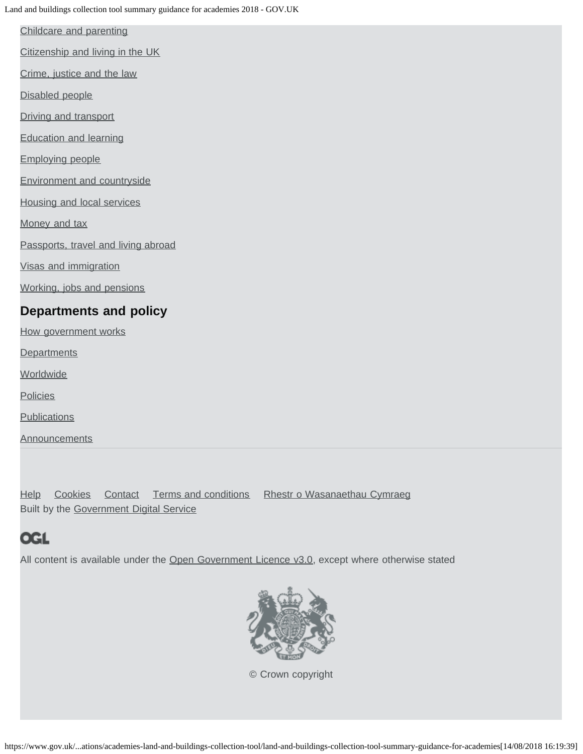Childcare and parenting

Citizenship and living in the UK

Crime, justice and the law

Disabled people

Driving and transport

Education and learning

Employing people

Environment and countryside

Housing and local services

Money and tax

Passports, travel and living abroad

Visas and immigration

Working, jobs and pensions

## Departments and policy

How government works

Departments

Worldwide

Policies

Publications

Announcements

Help Cookies Contact Terms and conditions Rhestr o Wasanaethau Cymraeg

Built by the Government Digital Service

OGL

All content is available under the Open Government Licence v3.0, except where otherwise stated

© Crown copyright